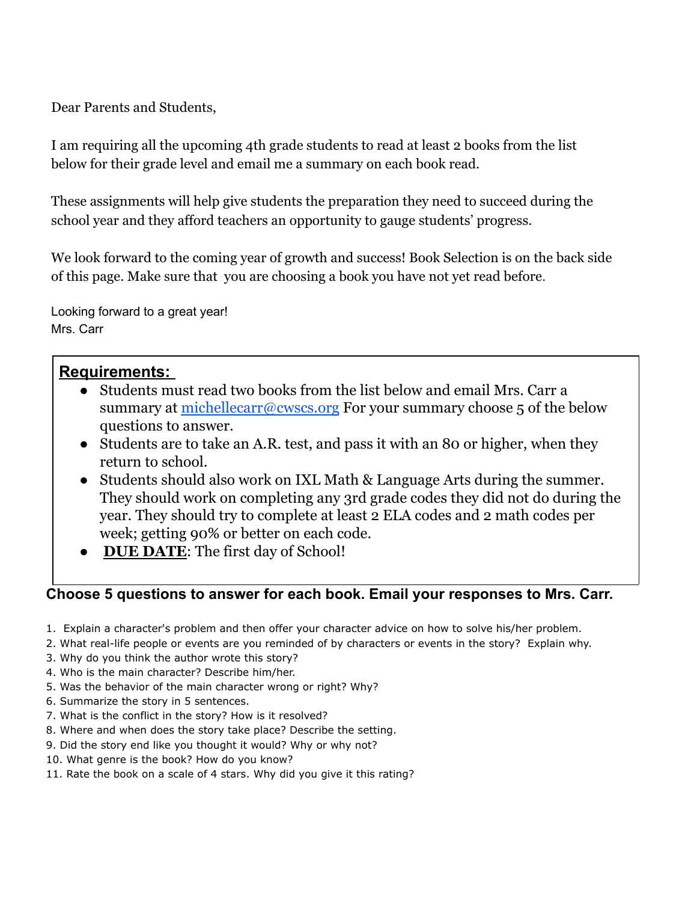Dear Parents and Students,

I am requiring all the upcoming 4th grade students to read at least 2 books from the list below for their grade level and email me a summary on each book read.

These assignments will help give students the preparation they need to succeed during the school year and they afford teachers an opportunity to gauge students' progress.

We look forward to the coming year of growth and success! Book Selection is on the back side of this page. Make sure that you are choosing a book you have not yet read before.

Looking forward to a great year!
Mrs. Carr

## Requirements:

- Students must read two books from the list below and email Mrs. Carr a summary at michellecarr@cwscs.org For your summary choose 5 of the below questions to answer.
- Students are to take an A.R. test, and pass it with an 80 or higher, when they return to school.
- Students should also work on IXL Math & Language Arts during the summer. They should work on completing any 3rd grade codes they did not do during the year. They should try to complete at least 2 ELA codes and 2 math codes per week; getting 90% or better on each code.
- **DUE DATE**: The first day of School!

### Choose 5 questions to answer for each book. Email your responses to Mrs. Carr.

1. Explain a character's problem and then offer your character advice on how to solve his/her problem.
2. What real-life people or events are you reminded of by characters or events in the story? Explain why.
3. Why do you think the author wrote this story?
4. Who is the main character? Describe him/her.
5. Was the behavior of the main character wrong or right? Why?
6. Summarize the story in 5 sentences.
7. What is the conflict in the story? How is it resolved?
8. Where and when does the story take place? Describe the setting.
9. Did the story end like you thought it would? Why or why not?
10. What genre is the book? How do you know?
11. Rate the book on a scale of 4 stars. Why did you give it this rating?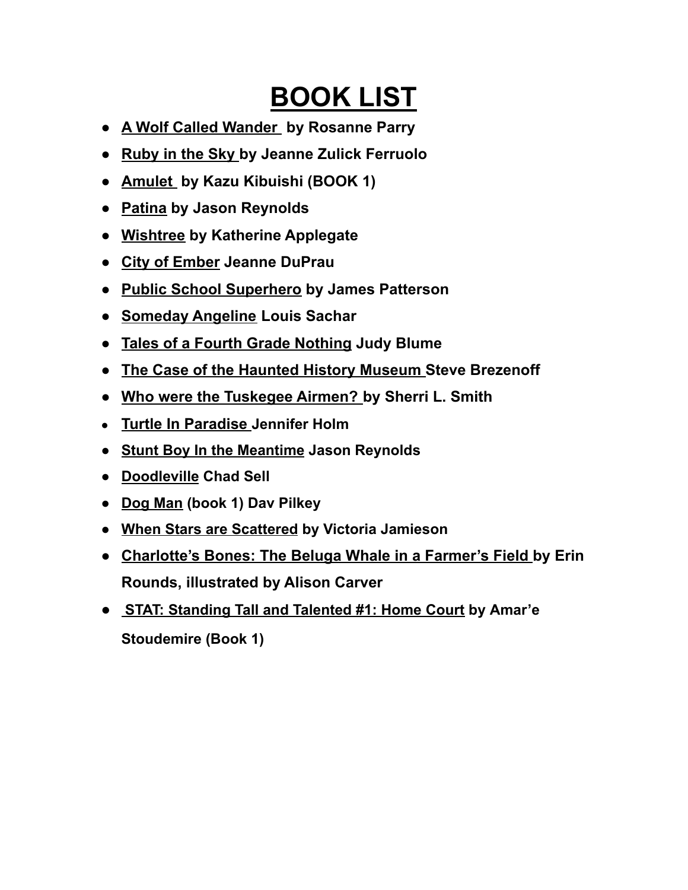# BOOK LIST

- **A Wolf Called Wander by Rosanne Parry**
- **Ruby in the Sky by Jeanne Zulick Ferruolo**
- **Amulet by Kazu Kibuishi (BOOK 1)**
- **Patina by Jason Reynolds**
- **Wishtree by Katherine Applegate**
- **City of Ember Jeanne DuPrau**
- **Public School Superhero by James Patterson**
- **Someday Angeline Louis Sachar**
- **Tales of a Fourth Grade Nothing Judy Blume**
- **The Case of the Haunted History Museum Steve Brezenoff**
- **Who were the Tuskegee Airmen? by Sherri L. Smith**
- **Turtle In Paradise Jennifer Holm**
- **Stunt Boy In the Meantime Jason Reynolds**
- **Doodleville Chad Sell**
- **Dog Man (book 1) Dav Pilkey**
- **When Stars are Scattered by Victoria Jamieson**
- **Charlotte's Bones: The Beluga Whale in a Farmer's Field by Erin Rounds, illustrated by Alison Carver**
- **STAT: Standing Tall and Talented #1: Home Court by Amar'e Stoudemire (Book 1)**